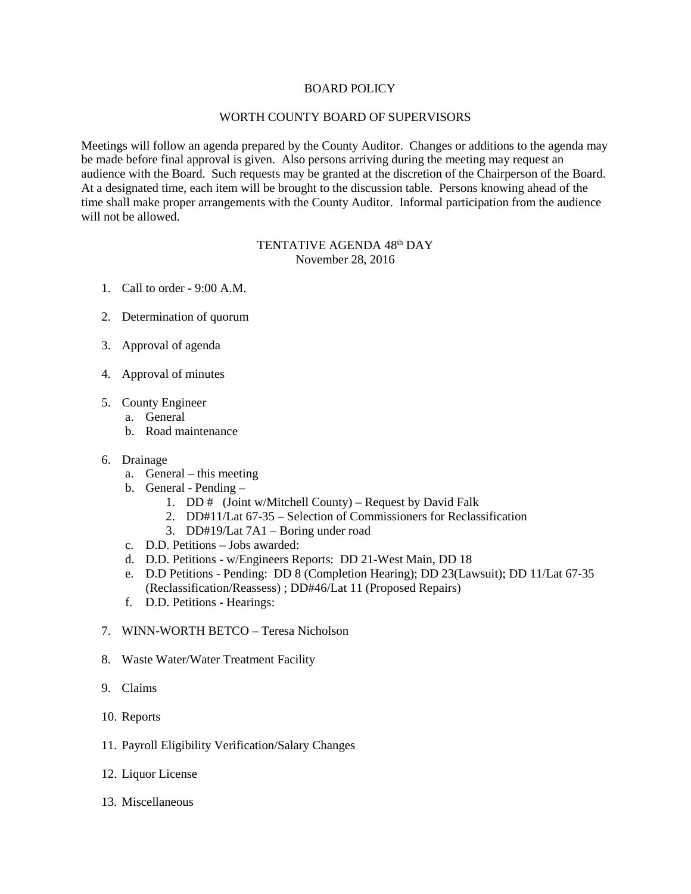# BOARD POLICY

## WORTH COUNTY BOARD OF SUPERVISORS

Meetings will follow an agenda prepared by the County Auditor. Changes or additions to the agenda may be made before final approval is given. Also persons arriving during the meeting may request an audience with the Board. Such requests may be granted at the discretion of the Chairperson of the Board. At a designated time, each item will be brought to the discussion table. Persons knowing ahead of the time shall make proper arrangements with the County Auditor. Informal participation from the audience will not be allowed.

### TENTATIVE AGENDA 48th DAY
November 28, 2016

1. Call to order - 9:00 A.M.
2. Determination of quorum
3. Approval of agenda
4. Approval of minutes
5. County Engineer
   a. General
   b. Road maintenance
6. Drainage
   a. General – this meeting
   b. General - Pending –
      1. DD #   (Joint w/Mitchell County) – Request by David Falk
      2. DD#11/Lat 67-35 – Selection of Commissioners for Reclassification
      3. DD#19/Lat 7A1 – Boring under road
   c. D.D. Petitions – Jobs awarded:
   d. D.D. Petitions - w/Engineers Reports: DD 21-West Main, DD 18
   e. D.D Petitions - Pending: DD 8 (Completion Hearing); DD 23(Lawsuit); DD 11/Lat 67-35 (Reclassification/Reassess) ; DD#46/Lat 11 (Proposed Repairs)
   f. D.D. Petitions - Hearings:
7. WINN-WORTH BETCO – Teresa Nicholson
8. Waste Water/Water Treatment Facility
9. Claims
10. Reports
11. Payroll Eligibility Verification/Salary Changes
12. Liquor License
13. Miscellaneous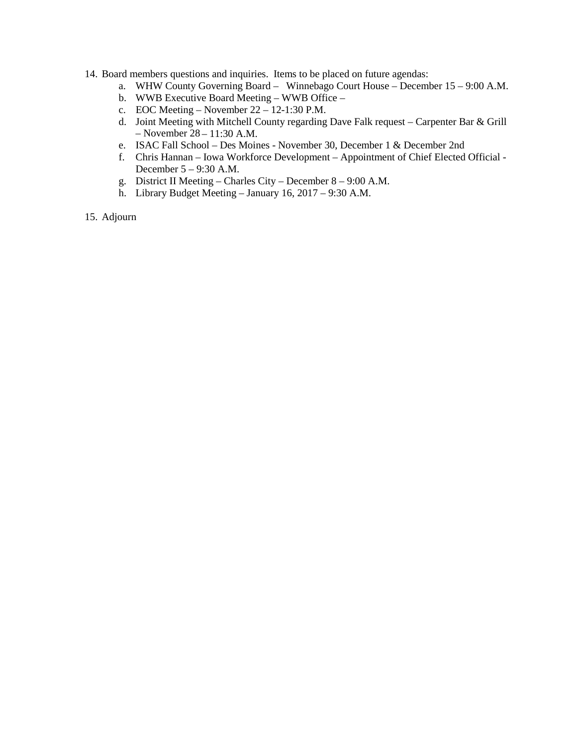14. Board members questions and inquiries. Items to be placed on future agendas:
    a. WHW County Governing Board – Winnebago Court House – December 15 – 9:00 A.M.
    b. WWB Executive Board Meeting – WWB Office –
    c. EOC Meeting – November 22 – 12-1:30 P.M.
    d. Joint Meeting with Mitchell County regarding Dave Falk request – Carpenter Bar & Grill – November 28 – 11:30 A.M.
    e. ISAC Fall School – Des Moines - November 30, December 1 & December 2nd
    f. Chris Hannan – Iowa Workforce Development – Appointment of Chief Elected Official - December 5 – 9:30 A.M.
    g. District II Meeting – Charles City – December 8 – 9:00 A.M.
    h. Library Budget Meeting – January 16, 2017 – 9:30 A.M.

15. Adjourn